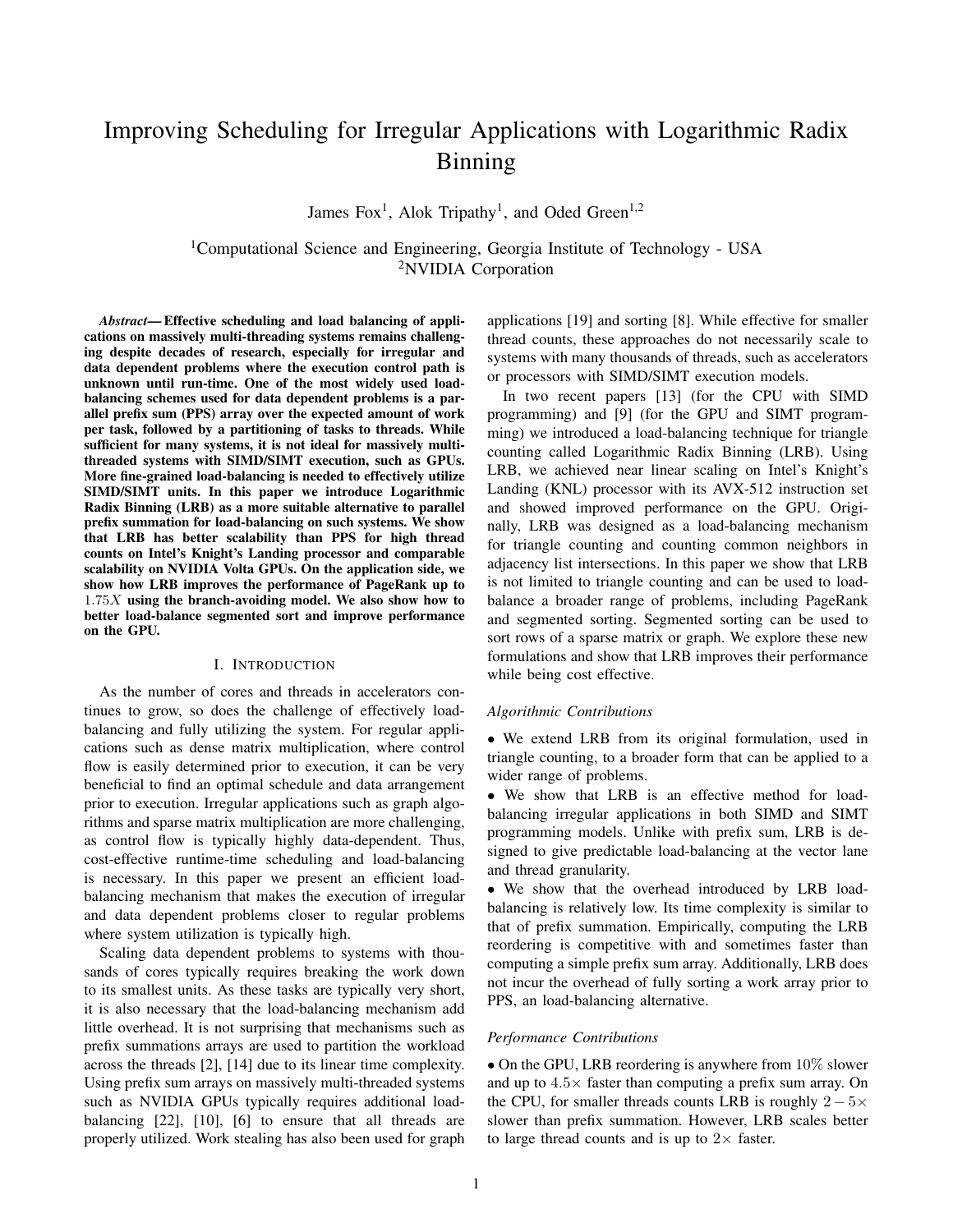# Improving Scheduling for Irregular Applications with Logarithmic Radix Binning

James Fox[1], Alok Tripathy[1], and Oded Green[1,2]

[1]Computational Science and Engineering, Georgia Institute of Technology - USA
[2]NVIDIA Corporation

***Abstract*— Effective scheduling and load balancing of applications on massively multi-threading systems remains challenging despite decades of research, especially for irregular and data dependent problems where the execution control path is unknown until run-time. One of the most widely used load-balancing schemes used for data dependent problems is a parallel prefix sum (PPS) array over the expected amount of work per task, followed by a partitioning of tasks to threads. While sufficient for many systems, it is not ideal for massively multi-threaded systems with SIMD/SIMT execution, such as GPUs. More fine-grained load-balancing is needed to effectively utilize SIMD/SIMT units. In this paper we introduce Logarithmic Radix Binning (LRB) as a more suitable alternative to parallel prefix summation for load-balancing on such systems. We show that LRB has better scalability than PPS for high thread counts on Intel's Knight's Landing processor and comparable scalability on NVIDIA Volta GPUs. On the application side, we show how LRB improves the performance of PageRank up to $1.75X$ using the branch-avoiding model. We also show how to better load-balance segmented sort and improve performance on the GPU.**

## I. Introduction

As the number of cores and threads in accelerators continues to grow, so does the challenge of effectively load-balancing and fully utilizing the system. For regular applications such as dense matrix multiplication, where control flow is easily determined prior to execution, it can be very beneficial to find an optimal schedule and data arrangement prior to execution. Irregular applications such as graph algorithms and sparse matrix multiplication are more challenging, as control flow is typically highly data-dependent. Thus, cost-effective runtime-time scheduling and load-balancing is necessary. In this paper we present an efficient load-balancing mechanism that makes the execution of irregular and data dependent problems closer to regular problems where system utilization is typically high.

Scaling data dependent problems to systems with thousands of cores typically requires breaking the work down to its smallest units. As these tasks are typically very short, it is also necessary that the load-balancing mechanism add little overhead. It is not surprising that mechanisms such as prefix summations arrays are used to partition the workload across the threads [2], [14] due to its linear time complexity. Using prefix sum arrays on massively multi-threaded systems such as NVIDIA GPUs typically requires additional load-balancing [22], [10], [6] to ensure that all threads are properly utilized. Work stealing has also been used for graph applications [19] and sorting [8]. While effective for smaller thread counts, these approaches do not necessarily scale to systems with many thousands of threads, such as accelerators or processors with SIMD/SIMT execution models.

In two recent papers [13] (for the CPU with SIMD programming) and [9] (for the GPU and SIMT programming) we introduced a load-balancing technique for triangle counting called Logarithmic Radix Binning (LRB). Using LRB, we achieved near linear scaling on Intel's Knight's Landing (KNL) processor with its AVX-512 instruction set and showed improved performance on the GPU. Originally, LRB was designed as a load-balancing mechanism for triangle counting and counting common neighbors in adjacency list intersections. In this paper we show that LRB is not limited to triangle counting and can be used to load-balance a broader range of problems, including PageRank and segmented sorting. Segmented sorting can be used to sort rows of a sparse matrix or graph. We explore these new formulations and show that LRB improves their performance while being cost effective.

### *Algorithmic Contributions*

- We extend LRB from its original formulation, used in triangle counting, to a broader form that can be applied to a wider range of problems.
- We show that LRB is an effective method for load-balancing irregular applications in both SIMD and SIMT programming models. Unlike with prefix sum, LRB is designed to give predictable load-balancing at the vector lane and thread granularity.
- We show that the overhead introduced by LRB load-balancing is relatively low. Its time complexity is similar to that of prefix summation. Empirically, computing the LRB reordering is competitive with and sometimes faster than computing a simple prefix sum array. Additionally, LRB does not incur the overhead of fully sorting a work array prior to PPS, an load-balancing alternative.

### *Performance Contributions*

- On the GPU, LRB reordering is anywhere from $10\%$ slower and up to $4.5\times$ faster than computing a prefix sum array. On the CPU, for smaller threads counts LRB is roughly $2-5\times$ slower than prefix summation. However, LRB scales better to large thread counts and is up to $2\times$ faster.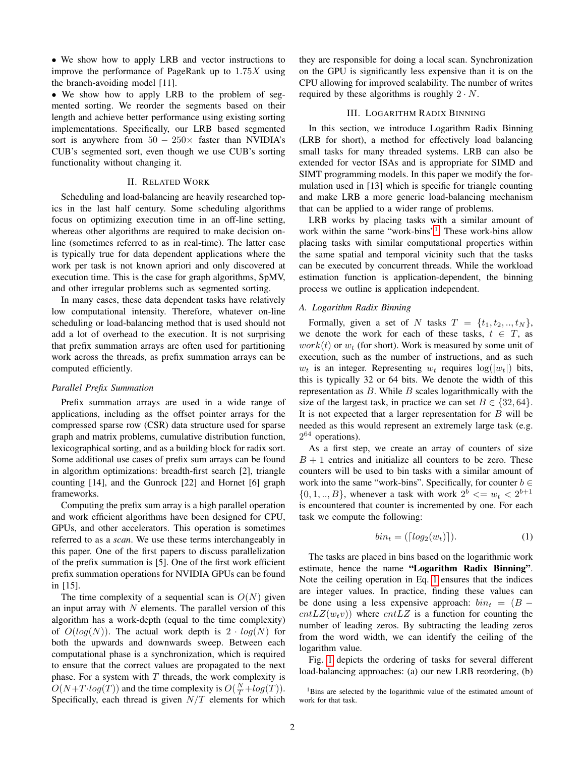• We show how to apply LRB and vector instructions to improve the performance of PageRank up to $1.75X$ using the branch-avoiding model [11].

• We show how to apply LRB to the problem of segmented sorting. We reorder the segments based on their length and achieve better performance using existing sorting implementations. Specifically, our LRB based segmented sort is anywhere from $50-250\times$ faster than NVIDIA's CUB's segmented sort, even though we use CUB's sorting functionality without changing it.

## II. Related Work

Scheduling and load-balancing are heavily researched topics in the last half century. Some scheduling algorithms focus on optimizing execution time in an off-line setting, whereas other algorithms are required to make decision online (sometimes referred to as in real-time). The latter case is typically true for data dependent applications where the work per task is not known apriori and only discovered at execution time. This is the case for graph algorithms, SpMV, and other irregular problems such as segmented sorting.

In many cases, these data dependent tasks have relatively low computational intensity. Therefore, whatever on-line scheduling or load-balancing method that is used should not add a lot of overhead to the execution. It is not surprising that prefix summation arrays are often used for partitioning work across the threads, as prefix summation arrays can be computed efficiently.

### *Parallel Prefix Summation*

Prefix summation arrays are used in a wide range of applications, including as the offset pointer arrays for the compressed sparse row (CSR) data structure used for sparse graph and matrix problems, cumulative distribution function, lexicographical sorting, and as a building block for radix sort. Some additional use cases of prefix sum arrays can be found in algorithm optimizations: breadth-first search [2], triangle counting [14], and the Gunrock [22] and Hornet [6] graph frameworks.

Computing the prefix sum array is a high parallel operation and work efficient algorithms have been designed for CPU, GPUs, and other accelerators. This operation is sometimes referred to as a *scan*. We use these terms interchangeably in this paper. One of the first papers to discuss parallelization of the prefix summation is [5]. One of the first work efficient prefix summation operations for NVIDIA GPUs can be found in [15].

The time complexity of a sequential scan is $O(N)$ given an input array with $N$ elements. The parallel version of this algorithm has a work-depth (equal to the time complexity) of $O(log(N))$. The actual work depth is $2 \cdot log(N)$ for both the upwards and downwards sweep. Between each computational phase is a synchronization, which is required to ensure that the correct values are propagated to the next phase. For a system with $T$ threads, the work complexity is $O(N+T \cdot log(T))$ and the time complexity is $O(\frac{N}{T}+log(T))$. Specifically, each thread is given $N/T$ elements for which they are responsible for doing a local scan. Synchronization on the GPU is significantly less expensive than it is on the CPU allowing for improved scalability. The number of writes required by these algorithms is roughly $2 \cdot N$.

## III. Logarithm Radix Binning

In this section, we introduce Logarithm Radix Binning (LRB for short), a method for effectively load balancing small tasks for many threaded systems. LRB can also be extended for vector ISAs and is appropriate for SIMD and SIMT programming models. In this paper we modify the formulation used in [13] which is specific for triangle counting and make LRB a more generic load-balancing mechanism that can be applied to a wider range of problems.

LRB works by placing tasks with a similar amount of work within the same "work-bins"[1]. These work-bins allow placing tasks with similar computational properties within the same spatial and temporal vicinity such that the tasks can be executed by concurrent threads. While the workload estimation function is application-dependent, the binning process we outline is application independent.

### *A. Logarithm Radix Binning*

Formally, given a set of $N$ tasks $T = \{t_1, t_2, .., t_N\}$, we denote the work for each of these tasks, $t \in T$, as $work(t)$ or $w_t$ (for short). Work is measured by some unit of execution, such as the number of instructions, and as such $w_t$ is an integer. Representing $w_t$ requires $\log(|w_t|)$ bits, this is typically 32 or 64 bits. We denote the width of this representation as $B$. While $B$ scales logarithmically with the size of the largest task, in practice we can set $B \in \{32, 64\}$. It is not expected that a larger representation for $B$ will be needed as this would represent an extremely large task (e.g. $2^{64}$ operations).

As a first step, we create an array of counters of size $B+1$ entries and initialize all counters to be zero. These counters will be used to bin tasks with a similar amount of work into the same "work-bins". Specifically, for counter $b \in \{0, 1, .., B\}$, whenever a task with work $2^b <= w_t < 2^{b+1}$ is encountered that counter is incremented by one. For each task we compute the following:

$$bin_t = (\lceil log_2(w_t) \rceil). \tag{1}$$

The tasks are placed in bins based on the logarithmic work estimate, hence the name **"Logarithm Radix Binning"**. Note the ceiling operation in Eq. 1 ensures that the indices are integer values. In practice, finding these values can be done using a less expensive approach: $bin_t = (B - cntLZ(w_t v))$ where $cntLZ$ is a function for counting the number of leading zeros. By subtracting the leading zeros from the word width, we can identify the ceiling of the logarithm value.

Fig. 1 depicts the ordering of tasks for several different load-balancing approaches: (a) our new LRB reordering, (b)

[1] Bins are selected by the logarithmic value of the estimated amount of work for that task.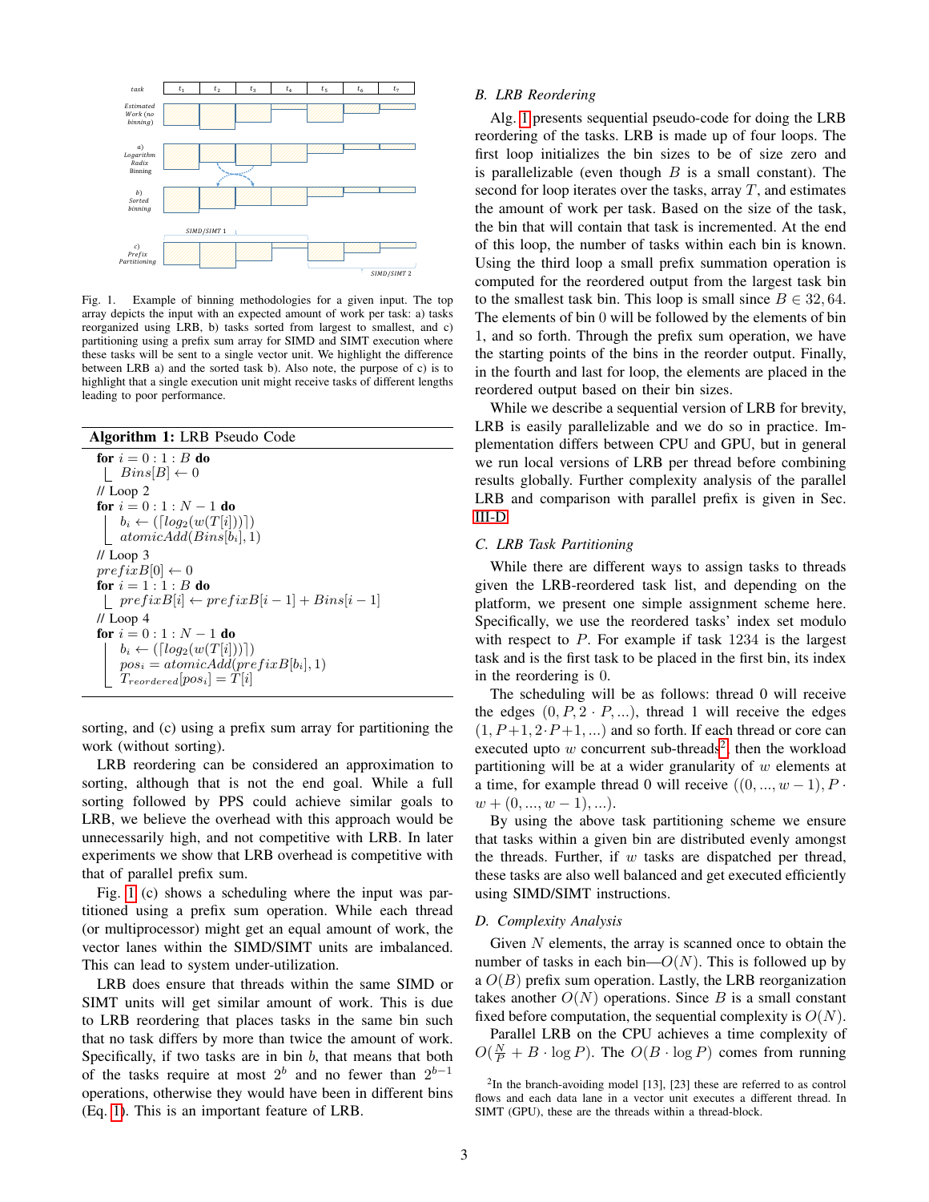Fig. 1. Example of binning methodologies for a given input. The top array depicts the input with an expected amount of work per task: a) tasks reorganized using LRB, b) tasks sorted from largest to smallest, and c) partitioning using a prefix sum array for SIMD and SIMT execution where these tasks will be sent to a single vector unit. We highlight the difference between LRB a) and the sorted task b). Also note, the purpose of c) is to highlight that a single execution unit might receive tasks of different lengths leading to poor performance.

**Algorithm 1:** LRB Pseudo Code

```
for i = 0 : 1 : B do
    Bins[B] ← 0
// Loop 2
for i = 0 : 1 : N − 1 do
    b_i ← (⌈log2(w(T[i]))⌉)
    atomicAdd(Bins[b_i], 1)
// Loop 3
prefixB[0] ← 0
for i = 1 : 1 : B do
    prefixB[i] ← prefixB[i − 1] + Bins[i − 1]
// Loop 4
for i = 0 : 1 : N − 1 do
    b_i ← (⌈log2(w(T[i]))⌉)
    pos_i = atomicAdd(prefixB[b_i], 1)
    T_reordered[pos_i] = T[i]
```

sorting, and (c) using a prefix sum array for partitioning the work (without sorting).

LRB reordering can be considered an approximation to sorting, although that is not the end goal. While a full sorting followed by PPS could achieve similar goals to LRB, we believe the overhead with this approach would be unnecessarily high, and not competitive with LRB. In later experiments we show that LRB overhead is competitive with that of parallel prefix sum.

Fig. 1 (c) shows a scheduling where the input was partitioned using a prefix sum operation. While each thread (or multiprocessor) might get an equal amount of work, the vector lanes within the SIMD/SIMT units are imbalanced. This can lead to system under-utilization.

LRB does ensure that threads within the same SIMD or SIMT units will get similar amount of work. This is due to LRB reordering that places tasks in the same bin such that no task differs by more than twice the amount of work. Specifically, if two tasks are in bin $b$, that means that both of the tasks require at most $2^b$ and no fewer than $2^{b-1}$ operations, otherwise they would have been in different bins (Eq. 1). This is an important feature of LRB.

### B. LRB Reordering

Alg. 1 presents sequential pseudo-code for doing the LRB reordering of the tasks. LRB is made up of four loops. The first loop initializes the bin sizes to be of size zero and is parallelizable (even though $B$ is a small constant). The second for loop iterates over the tasks, array $T$, and estimates the amount of work per task. Based on the size of the task, the bin that will contain that task is incremented. At the end of this loop, the number of tasks within each bin is known. Using the third loop a small prefix summation operation is computed for the reordered output from the largest task bin to the smallest task bin. This loop is small since $B \in 32, 64$. The elements of bin 0 will be followed by the elements of bin 1, and so forth. Through the prefix sum operation, we have the starting points of the bins in the reorder output. Finally, in the fourth and last for loop, the elements are placed in the reordered output based on their bin sizes.

While we describe a sequential version of LRB for brevity, LRB is easily parallelizable and we do so in practice. Implementation differs between CPU and GPU, but in general we run local versions of LRB per thread before combining results globally. Further complexity analysis of the parallel LRB and comparison with parallel prefix is given in Sec. III-D.

### C. LRB Task Partitioning

While there are different ways to assign tasks to threads given the LRB-reordered task list, and depending on the platform, we present one simple assignment scheme here. Specifically, we use the reordered tasks' index set modulo with respect to $P$. For example if task 1234 is the largest task and is the first task to be placed in the first bin, its index in the reordering is 0.

The scheduling will be as follows: thread 0 will receive the edges $(0, P, 2 \cdot P, ...)$, thread 1 will receive the edges $(1, P+1, 2 \cdot P+1, ...)$ and so forth. If each thread or core can executed upto $w$ concurrent sub-threads[2], then the workload partitioning will be at a wider granularity of $w$ elements at a time, for example thread 0 will receive $((0, ..., w-1), P \cdot w + (0, ..., w-1), ...)$.

By using the above task partitioning scheme we ensure that tasks within a given bin are distributed evenly amongst the threads. Further, if $w$ tasks are dispatched per thread, these tasks are also well balanced and get executed efficiently using SIMD/SIMT instructions.

### D. Complexity Analysis

Given $N$ elements, the array is scanned once to obtain the number of tasks in each bin—$O(N)$. This is followed up by a $O(B)$ prefix sum operation. Lastly, the LRB reorganization takes another $O(N)$ operations. Since $B$ is a small constant fixed before computation, the sequential complexity is $O(N)$.

Parallel LRB on the CPU achieves a time complexity of $O(\frac{N}{P} + B \cdot \log P)$. The $O(B \cdot \log P)$ comes from running

[2] In the branch-avoiding model [13], [23] these are referred to as control flows and each data lane in a vector unit executes a different thread. In SIMT (GPU), these are the threads within a thread-block.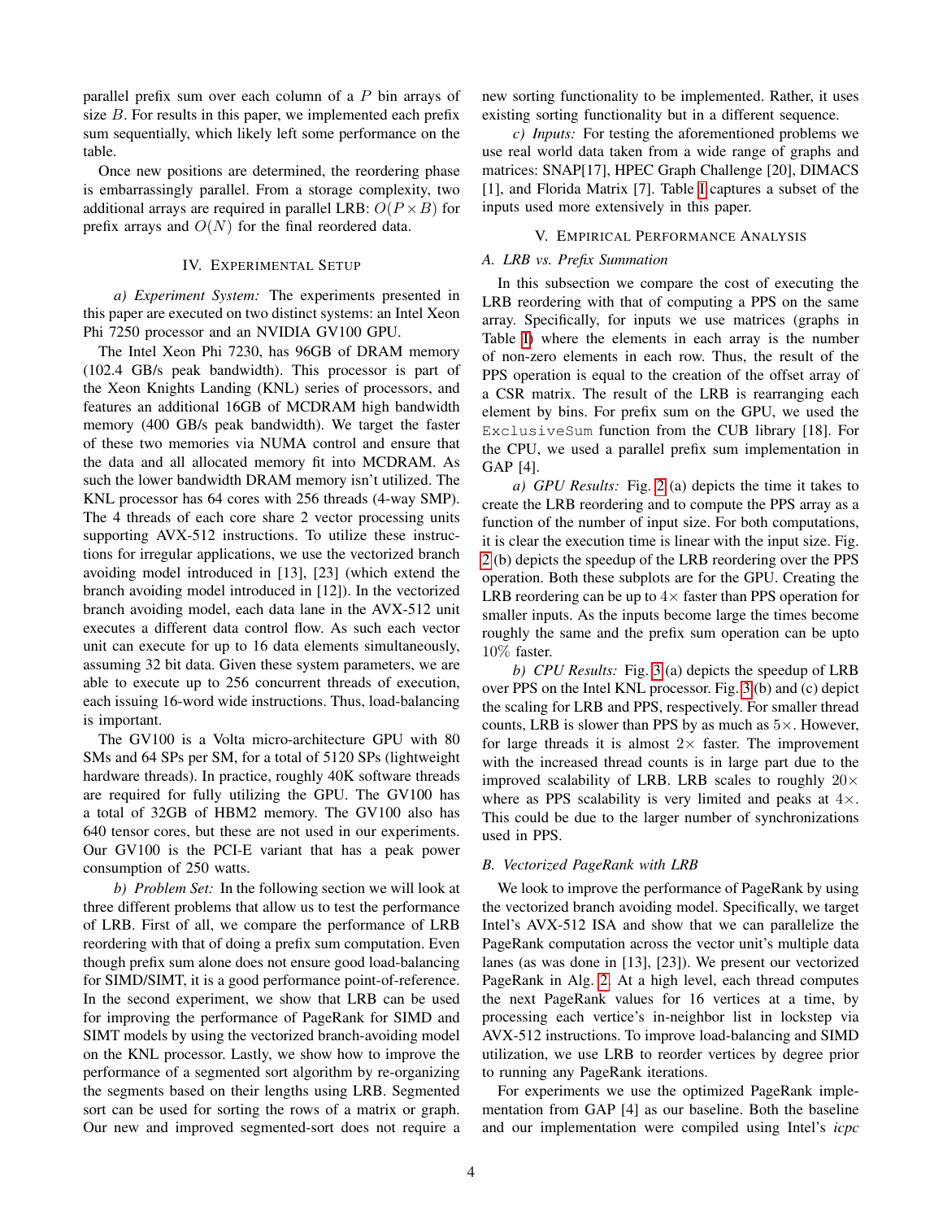parallel prefix sum over each column of a $P$ bin arrays of size $B$. For results in this paper, we implemented each prefix sum sequentially, which likely left some performance on the table.

Once new positions are determined, the reordering phase is embarrassingly parallel. From a storage complexity, two additional arrays are required in parallel LRB: $O(P \times B)$ for prefix arrays and $O(N)$ for the final reordered data.

## IV. Experimental Setup

*a) Experiment System:* The experiments presented in this paper are executed on two distinct systems: an Intel Xeon Phi 7250 processor and an NVIDIA GV100 GPU.

The Intel Xeon Phi 7230, has 96GB of DRAM memory (102.4 GB/s peak bandwidth). This processor is part of the Xeon Knights Landing (KNL) series of processors, and features an additional 16GB of MCDRAM high bandwidth memory (400 GB/s peak bandwidth). We target the faster of these two memories via NUMA control and ensure that the data and all allocated memory fit into MCDRAM. As such the lower bandwidth DRAM memory isn't utilized. The KNL processor has 64 cores with 256 threads (4-way SMP). The 4 threads of each core share 2 vector processing units supporting AVX-512 instructions. To utilize these instructions for irregular applications, we use the vectorized branch avoiding model introduced in [13], [23] (which extend the branch avoiding model introduced in [12]). In the vectorized branch avoiding model, each data lane in the AVX-512 unit executes a different data control flow. As such each vector unit can execute for up to 16 data elements simultaneously, assuming 32 bit data. Given these system parameters, we are able to execute up to 256 concurrent threads of execution, each issuing 16-word wide instructions. Thus, load-balancing is important.

The GV100 is a Volta micro-architecture GPU with 80 SMs and 64 SPs per SM, for a total of 5120 SPs (lightweight hardware threads). In practice, roughly 40K software threads are required for fully utilizing the GPU. The GV100 has a total of 32GB of HBM2 memory. The GV100 also has 640 tensor cores, but these are not used in our experiments. Our GV100 is the PCI-E variant that has a peak power consumption of 250 watts.

*b) Problem Set:* In the following section we will look at three different problems that allow us to test the performance of LRB. First of all, we compare the performance of LRB reordering with that of doing a prefix sum computation. Even though prefix sum alone does not ensure good load-balancing for SIMD/SIMT, it is a good performance point-of-reference. In the second experiment, we show that LRB can be used for improving the performance of PageRank for SIMD and SIMT models by using the vectorized branch-avoiding model on the KNL processor. Lastly, we show how to improve the performance of a segmented sort algorithm by re-organizing the segments based on their lengths using LRB. Segmented sort can be used for sorting the rows of a matrix or graph. Our new and improved segmented-sort does not require a new sorting functionality to be implemented. Rather, it uses existing sorting functionality but in a different sequence.

*c) Inputs:* For testing the aforementioned problems we use real world data taken from a wide range of graphs and matrices: SNAP[17], HPEC Graph Challenge [20], DIMACS [1], and Florida Matrix [7]. Table I captures a subset of the inputs used more extensively in this paper.

## V. Empirical Performance Analysis

### A. LRB vs. Prefix Summation

In this subsection we compare the cost of executing the LRB reordering with that of computing a PPS on the same array. Specifically, for inputs we use matrices (graphs in Table I) where the elements in each array is the number of non-zero elements in each row. Thus, the result of the PPS operation is equal to the creation of the offset array of a CSR matrix. The result of the LRB is rearranging each element by bins. For prefix sum on the GPU, we used the `ExclusiveSum` function from the CUB library [18]. For the CPU, we used a parallel prefix sum implementation in GAP [4].

*a) GPU Results:* Fig. 2 (a) depicts the time it takes to create the LRB reordering and to compute the PPS array as a function of the number of input size. For both computations, it is clear the execution time is linear with the input size. Fig. 2 (b) depicts the speedup of the LRB reordering over the PPS operation. Both these subplots are for the GPU. Creating the LRB reordering can be up to $4\times$ faster than PPS operation for smaller inputs. As the inputs become large the times become roughly the same and the prefix sum operation can be upto $10\%$ faster.

*b) CPU Results:* Fig. 3 (a) depicts the speedup of LRB over PPS on the Intel KNL processor. Fig. 3 (b) and (c) depict the scaling for LRB and PPS, respectively. For smaller thread counts, LRB is slower than PPS by as much as $5\times$. However, for large threads it is almost $2\times$ faster. The improvement with the increased thread counts is in large part due to the improved scalability of LRB. LRB scales to roughly $20\times$ where as PPS scalability is very limited and peaks at $4\times$. This could be due to the larger number of synchronizations used in PPS.

### B. Vectorized PageRank with LRB

We look to improve the performance of PageRank by using the vectorized branch avoiding model. Specifically, we target Intel's AVX-512 ISA and show that we can parallelize the PageRank computation across the vector unit's multiple data lanes (as was done in [13], [23]). We present our vectorized PageRank in Alg. 2. At a high level, each thread computes the next PageRank values for 16 vertices at a time, by processing each vertice's in-neighbor list in lockstep via AVX-512 instructions. To improve load-balancing and SIMD utilization, we use LRB to reorder vertices by degree prior to running any PageRank iterations.

For experiments we use the optimized PageRank implementation from GAP [4] as our baseline. Both the baseline and our implementation were compiled using Intel's *icpc*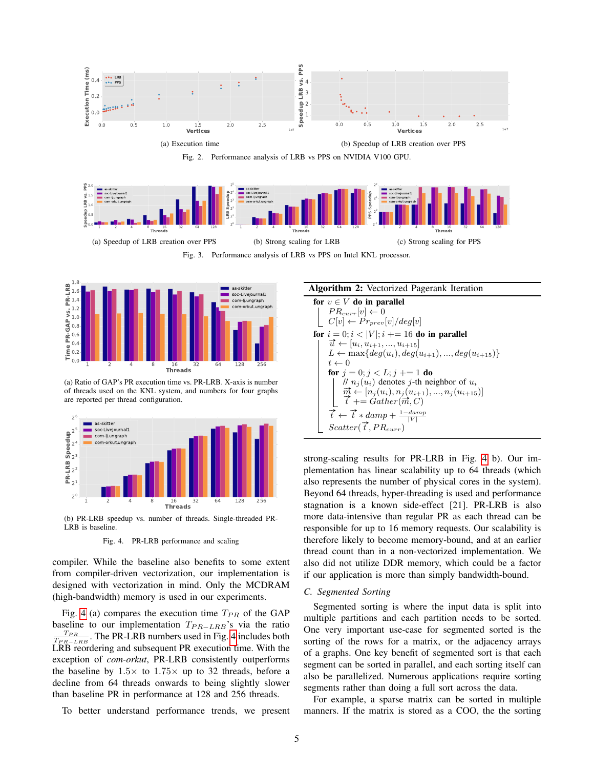(a) Execution time

(b) Speedup of LRB creation over PPS

Fig. 2. Performance analysis of LRB vs PPS on NVIDIA V100 GPU.

(a) Speedup of LRB creation over PPS

(b) Strong scaling for LRB

(c) Strong scaling for PPS

Fig. 3. Performance analysis of LRB vs PPS on Intel KNL processor.

(a) Ratio of GAP's PR execution time vs. PR-LRB. X-axis is number of threads used on the KNL system, and numbers for four graphs are reported per thread configuration.

(b) PR-LRB speedup vs. number of threads. Single-threaded PR-LRB is baseline.

Fig. 4. PR-LRB performance and scaling

compiler. While the baseline also benefits to some extent from compiler-driven vectorization, our implementation is designed with vectorization in mind. Only the MCDRAM (high-bandwidth) memory is used in our experiments.

Fig. 4 (a) compares the execution time $T_{PR}$ of the GAP baseline to our implementation $T_{PR-LRB}$'s via the ratio $\frac{T_{PR}}{T_{PR-LRB}}$. The PR-LRB numbers used in Fig. 4 includes both LRB reordering and subsequent PR execution time. With the exception of *com-orkut*, PR-LRB consistently outperforms the baseline by $1.5\times$ to $1.75\times$ up to 32 threads, before a decline from 64 threads onwards to being slightly slower than baseline PR in performance at 128 and 256 threads.

To better understand performance trends, we present

**Algorithm 2:** Vectorized Pagerank Iteration

```
for v ∈ V do in parallel
    PR_curr[v] ← 0
    C[v] ← Pr_prev[v]/deg[v]
for i = 0; i < |V|; i += 16 do in parallel
    u⃗ ← [u_i, u_{i+1}, ..., u_{i+15}]
    L ← max{deg(u_i), deg(u_{i+1}), ..., deg(u_{i+15})}
    t ← 0
    for j = 0; j < L; j += 1 do
        // n_j(u_i) denotes j-th neighbor of u_i
        m⃗ ← [n_j(u_i), n_j(u_{i+1}), ..., n_j(u_{i+15})]
        t⃗ += Gather(m⃗, C)
    t⃗ ← t⃗ * damp + (1−damp)/|V|
    Scatter(t⃗, PR_curr)
```

strong-scaling results for PR-LRB in Fig. 4 b). Our implementation has linear scalability up to 64 threads (which also represents the number of physical cores in the system). Beyond 64 threads, hyper-threading is used and performance stagnation is a known side-effect [21]. PR-LRB is also more data-intensive than regular PR as each thread can be responsible for up to 16 memory requests. Our scalability is therefore likely to become memory-bound, and at an earlier thread count than in a non-vectorized implementation. We also did not utilize DDR memory, which could be a factor if our application is more than simply bandwidth-bound.

### C. Segmented Sorting

Segmented sorting is where the input data is split into multiple partitions and each partition needs to be sorted. One very important use-case for segmented sorted is the sorting of the rows for a matrix, or the adjacency arrays of a graphs. One key benefit of segmented sort is that each segment can be sorted in parallel, and each sorting itself can also be parallelized. Numerous applications require sorting segments rather than doing a full sort across the data.

For example, a sparse matrix can be sorted in multiple manners. If the matrix is stored as a COO, the the sorting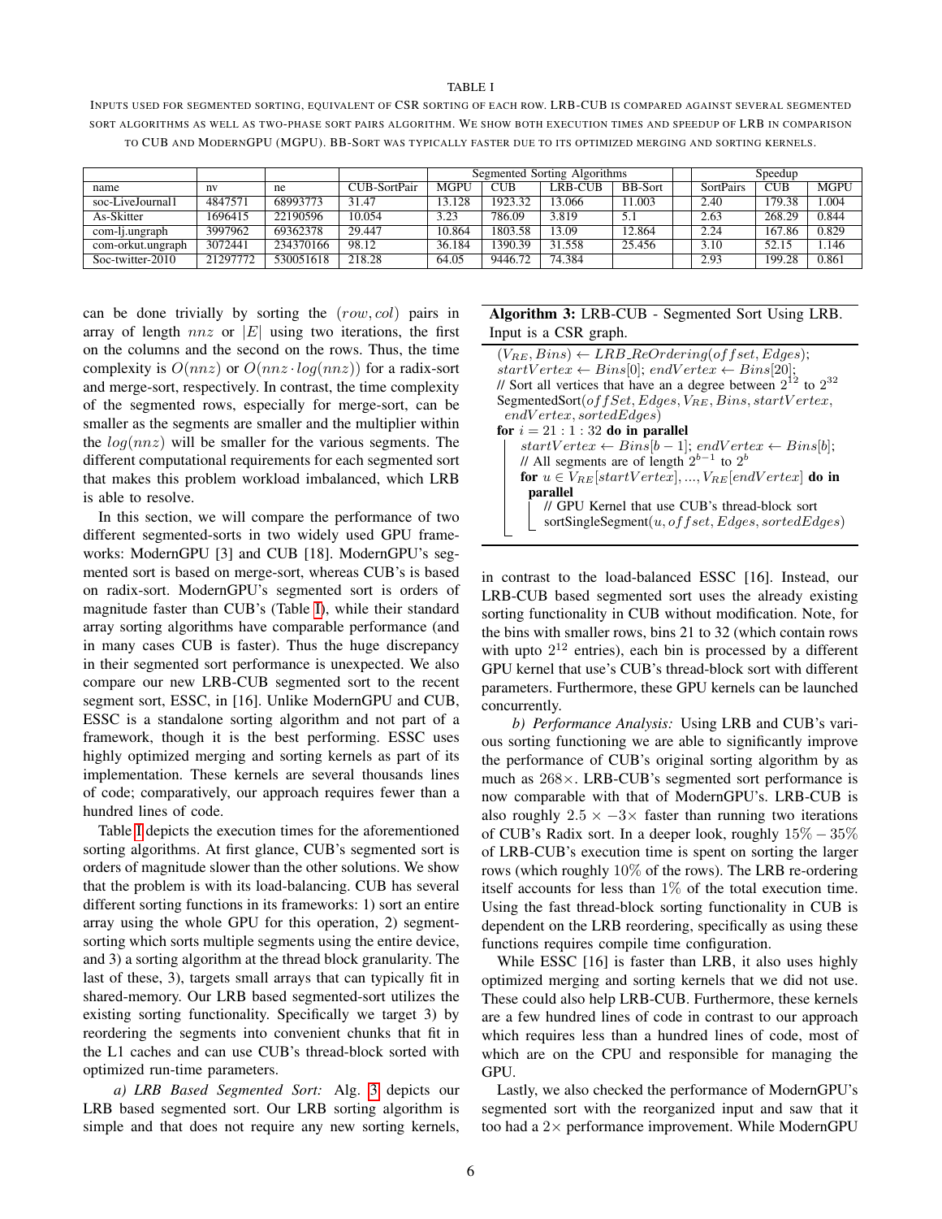TABLE I

INPUTS USED FOR SEGMENTED SORTING, EQUIVALENT OF CSR SORTING OF EACH ROW. LRB-CUB IS COMPARED AGAINST SEVERAL SEGMENTED SORT ALGORITHMS AS WELL AS TWO-PHASE SORT PAIRS ALGORITHM. WE SHOW BOTH EXECUTION TIMES AND SPEEDUP OF LRB IN COMPARISON TO CUB AND MODERNGPU (MGPU). BB-SORT WAS TYPICALLY FASTER DUE TO ITS OPTIMIZED MERGING AND SORTING KERNELS.

| | | | | Segmented Sorting Algorithms | | | | | Speedup | | |
|---|---|---|---|---|---|---|---|---|---|---|---|
| name | nv | ne | CUB-SortPair | MGPU | CUB | LRB-CUB | BB-Sort | | SortPairs | CUB | MGPU |
| soc-LiveJournal1 | 4847571 | 68993773 | 31.47 | 13.128 | 1923.32 | 13.066 | 11.003 | | 2.40 | 179.38 | 1.004 |
| As-Skitter | 1696415 | 22190596 | 10.054 | 3.23 | 786.09 | 3.819 | 5.1 | | 2.63 | 268.29 | 0.844 |
| com-lj.ungraph | 3997962 | 69362378 | 29.447 | 10.864 | 1803.58 | 13.09 | 12.864 | | 2.24 | 167.86 | 0.829 |
| com-orkut.ungraph | 3072441 | 234370166 | 98.12 | 36.184 | 1390.39 | 31.558 | 25.456 | | 3.10 | 52.15 | 1.146 |
| Soc-twitter-2010 | 21297772 | 530051618 | 218.28 | 64.05 | 9446.72 | 74.384 | | | 2.93 | 199.28 | 0.861 |

can be done trivially by sorting the $(row, col)$ pairs in array of length $nnz$ or $|E|$ using two iterations, the first on the columns and the second on the rows. Thus, the time complexity is $O(nnz)$ or $O(nnz \cdot log(nnz))$ for a radix-sort and merge-sort, respectively. In contrast, the time complexity of the segmented rows, especially for merge-sort, can be smaller as the segments are smaller and the multiplier within the $log(nnz)$ will be smaller for the various segments. The different computational requirements for each segmented sort that makes this problem workload imbalanced, which LRB is able to resolve.

In this section, we will compare the performance of two different segmented-sorts in two widely used GPU frameworks: ModernGPU [3] and CUB [18]. ModernGPU's segmented sort is based on merge-sort, whereas CUB's is based on radix-sort. ModernGPU's segmented sort is orders of magnitude faster than CUB's (Table I), while their standard array sorting algorithms have comparable performance (and in many cases CUB is faster). Thus the huge discrepancy in their segmented sort performance is unexpected. We also compare our new LRB-CUB segmented sort to the recent segment sort, ESSC, in [16]. Unlike ModernGPU and CUB, ESSC is a standalone sorting algorithm and not part of a framework, though it is the best performing. ESSC uses highly optimized merging and sorting kernels as part of its implementation. These kernels are several thousands lines of code; comparatively, our approach requires fewer than a hundred lines of code.

Table I depicts the execution times for the aforementioned sorting algorithms. At first glance, CUB's segmented sort is orders of magnitude slower than the other solutions. We show that the problem is with its load-balancing. CUB has several different sorting functions in its frameworks: 1) sort an entire array using the whole GPU for this operation, 2) segment-sorting which sorts multiple segments using the entire device, and 3) a sorting algorithm at the thread block granularity. The last of these, 3), targets small arrays that can typically fit in shared-memory. Our LRB based segmented-sort utilizes the existing sorting functionality. Specifically we target 3) by reordering the segments into convenient chunks that fit in the L1 caches and can use CUB's thread-block sorted with optimized run-time parameters.

*a) LRB Based Segmented Sort:* Alg. 3 depicts our LRB based segmented sort. Our LRB sorting algorithm is simple and that does not require any new sorting kernels, in contrast to the load-balanced ESSC [16]. Instead, our LRB-CUB based segmented sort uses the already existing sorting functionality in CUB without modification. Note, for the bins with smaller rows, bins 21 to 32 (which contain rows with upto $2^{12}$ entries), each bin is processed by a different GPU kernel that use's CUB's thread-block sort with different parameters. Furthermore, these GPU kernels can be launched concurrently.

**Algorithm 3:** LRB-CUB - Segmented Sort Using LRB. Input is a CSR graph.

```
(V_RE, Bins) ← LRB_ReOrdering(offset, Edges);
startVertex ← Bins[0]; endVertex ← Bins[20];
// Sort all vertices that have an a degree between 2^12 to 2^32
SegmentedSort(offSet, Edges, V_RE, Bins, startVertex,
    endVertex, sortedEdges)
for i = 21 : 1 : 32 do in parallel
    startVertex ← Bins[b − 1]; endVertex ← Bins[b];
    // All segments are of length 2^(b−1) to 2^b
    for u ∈ V_RE[startVertex], ..., V_RE[endVertex] do in parallel
        // GPU Kernel that use CUB's thread-block sort
        sortSingleSegment(u, offset, Edges, sortedEdges)
```

*b) Performance Analysis:* Using LRB and CUB's various sorting functioning we are able to significantly improve the performance of CUB's original sorting algorithm by as much as $268\times$. LRB-CUB's segmented sort performance is now comparable with that of ModernGPU's. LRB-CUB is also roughly $2.5\times-3\times$ faster than running two iterations of CUB's Radix sort. In a deeper look, roughly $15\%-35\%$ of LRB-CUB's execution time is spent on sorting the larger rows (which roughly $10\%$ of the rows). The LRB re-ordering itself accounts for less than $1\%$ of the total execution time. Using the fast thread-block sorting functionality in CUB is dependent on the LRB reordering, specifically as using these functions requires compile time configuration.

While ESSC [16] is faster than LRB, it also uses highly optimized merging and sorting kernels that we did not use. These could also help LRB-CUB. Furthermore, these kernels are a few hundred lines of code in contrast to our approach which requires less than a hundred lines of code, most of which are on the CPU and responsible for managing the GPU.

Lastly, we also checked the performance of ModernGPU's segmented sort with the reorganized input and saw that it too had a $2\times$ performance improvement. While ModernGPU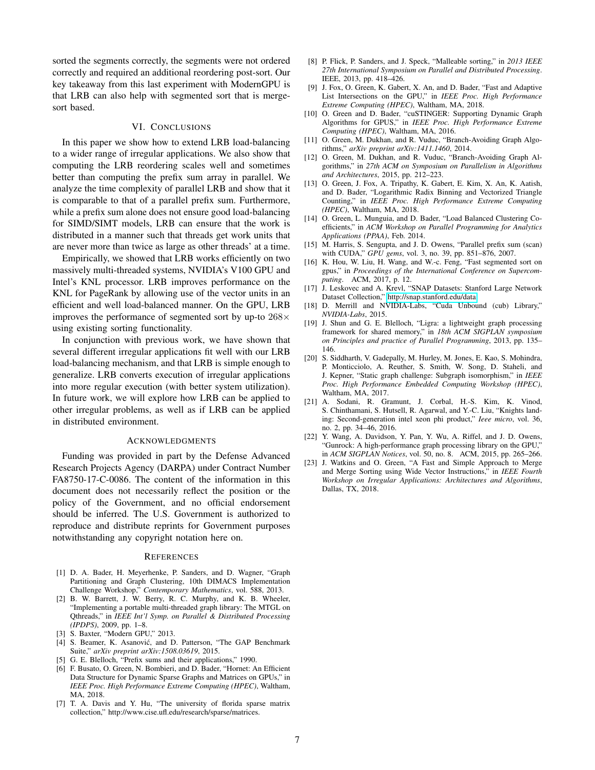sorted the segments correctly, the segments were not ordered correctly and required an additional reordering post-sort. Our key takeaway from this last experiment with ModernGPU is that LRB can also help with segmented sort that is merge-sort based.

## VI. Conclusions

In this paper we show how to extend LRB load-balancing to a wider range of irregular applications. We also show that computing the LRB reordering scales well and sometimes better than computing the prefix sum array in parallel. We analyze the time complexity of parallel LRB and show that it is comparable to that of a parallel prefix sum. Furthermore, while a prefix sum alone does not ensure good load-balancing for SIMD/SIMT models, LRB can ensure that the work is distributed in a manner such that threads get work units that are never more than twice as large as other threads' at a time.

Empirically, we showed that LRB works efficiently on two massively multi-threaded systems, NVIDIA's V100 GPU and Intel's KNL processor. LRB improves performance on the KNL for PageRank by allowing use of the vector units in an efficient and well load-balanced manner. On the GPU, LRB improves the performance of segmented sort by up-to $268\times$ using existing sorting functionality.

In conjunction with previous work, we have shown that several different irregular applications fit well with our LRB load-balancing mechanism, and that LRB is simple enough to generalize. LRB converts execution of irregular applications into more regular execution (with better system utilization). In future work, we will explore how LRB can be applied to other irregular problems, as well as if LRB can be applied in distributed environment.

## Acknowledgments

Funding was provided in part by the Defense Advanced Research Projects Agency (DARPA) under Contract Number FA8750-17-C-0086. The content of the information in this document does not necessarily reflect the position or the policy of the Government, and no official endorsement should be inferred. The U.S. Government is authorized to reproduce and distribute reprints for Government purposes notwithstanding any copyright notation here on.

## References

[1] D. A. Bader, H. Meyerhenke, P. Sanders, and D. Wagner, "Graph Partitioning and Graph Clustering, 10th DIMACS Implementation Challenge Workshop," *Contemporary Mathematics*, vol. 588, 2013.

[2] B. W. Barrett, J. W. Berry, R. C. Murphy, and K. B. Wheeler, "Implementing a portable multi-threaded graph library: The MTGL on Qthreads," in *IEEE Int'l Symp. on Parallel & Distributed Processing (IPDPS)*, 2009, pp. 1–8.

[3] S. Baxter, "Modern GPU," 2013.

[4] S. Beamer, K. Asanović, and D. Patterson, "The GAP Benchmark Suite," *arXiv preprint arXiv:1508.03619*, 2015.

[5] G. E. Blelloch, "Prefix sums and their applications," 1990.

[6] F. Busato, O. Green, N. Bombieri, and D. Bader, "Hornet: An Efficient Data Structure for Dynamic Sparse Graphs and Matrices on GPUs," in *IEEE Proc. High Performance Extreme Computing (HPEC)*, Waltham, MA, 2018.

[7] T. A. Davis and Y. Hu, "The university of florida sparse matrix collection," http://www.cise.ufl.edu/research/sparse/matrices.

[8] P. Flick, P. Sanders, and J. Speck, "Malleable sorting," in *2013 IEEE 27th International Symposium on Parallel and Distributed Processing*. IEEE, 2013, pp. 418–426.

[9] J. Fox, O. Green, K. Gabert, X. An, and D. Bader, "Fast and Adaptive List Intersections on the GPU," in *IEEE Proc. High Performance Extreme Computing (HPEC)*, Waltham, MA, 2018.

[10] O. Green and D. Bader, "cuSTINGER: Supporting Dynamic Graph Algorithms for GPUS," in *IEEE Proc. High Performance Extreme Computing (HPEC)*, Waltham, MA, 2016.

[11] O. Green, M. Dukhan, and R. Vuduc, "Branch-Avoiding Graph Algorithms," *arXiv preprint arXiv:1411.1460*, 2014.

[12] O. Green, M. Dukhan, and R. Vuduc, "Branch-Avoiding Graph Algorithms," in *27th ACM on Symposium on Parallelism in Algorithms and Architectures*, 2015, pp. 212–223.

[13] O. Green, J. Fox, A. Tripathy, K. Gabert, E. Kim, X. An, K. Aatish, and D. Bader, "Logarithmic Radix Binning and Vectorized Triangle Counting," in *IEEE Proc. High Performance Extreme Computing (HPEC)*, Waltham, MA, 2018.

[14] O. Green, L. Munguia, and D. Bader, "Load Balanced Clustering Coefficients," in *ACM Workshop on Parallel Programming for Analytics Applications (PPAA)*, Feb. 2014.

[15] M. Harris, S. Sengupta, and J. D. Owens, "Parallel prefix sum (scan) with CUDA," *GPU gems*, vol. 3, no. 39, pp. 851–876, 2007.

[16] K. Hou, W. Liu, H. Wang, and W.-c. Feng, "Fast segmented sort on gpus," in *Proceedings of the International Conference on Supercomputing*. ACM, 2017, p. 12.

[17] J. Leskovec and A. Krevl, "SNAP Datasets: Stanford Large Network Dataset Collection," http://snap.stanford.edu/data.

[18] D. Merrill and NVIDIA-Labs, "Cuda Unbound (cub) Library," *NVIDIA-Labs*, 2015.

[19] J. Shun and G. E. Blelloch, "Ligra: a lightweight graph processing framework for shared memory," in *18th ACM SIGPLAN symposium on Principles and practice of Parallel Programming*, 2013, pp. 135–146.

[20] S. Siddharth, V. Gadepally, M. Hurley, M. Jones, E. Kao, S. Mohindra, P. Monticciolo, A. Reuther, S. Smith, W. Song, D. Staheli, and J. Kepner, "Static graph challenge: Subgraph isomorphism," in *IEEE Proc. High Performance Embedded Computing Workshop (HPEC)*, Waltham, MA, 2017.

[21] A. Sodani, R. Gramunt, J. Corbal, H.-S. Kim, K. Vinod, S. Chinthamani, S. Hutsell, R. Agarwal, and Y.-C. Liu, "Knights landing: Second-generation intel xeon phi product," *Ieee micro*, vol. 36, no. 2, pp. 34–46, 2016.

[22] Y. Wang, A. Davidson, Y. Pan, Y. Wu, A. Riffel, and J. D. Owens, "Gunrock: A high-performance graph processing library on the GPU," in *ACM SIGPLAN Notices*, vol. 50, no. 8. ACM, 2015, pp. 265–266.

[23] J. Watkins and O. Green, "A Fast and Simple Approach to Merge and Merge Sorting using Wide Vector Instructions," in *IEEE Fourth Workshop on Irregular Applications: Architectures and Algorithms*, Dallas, TX, 2018.